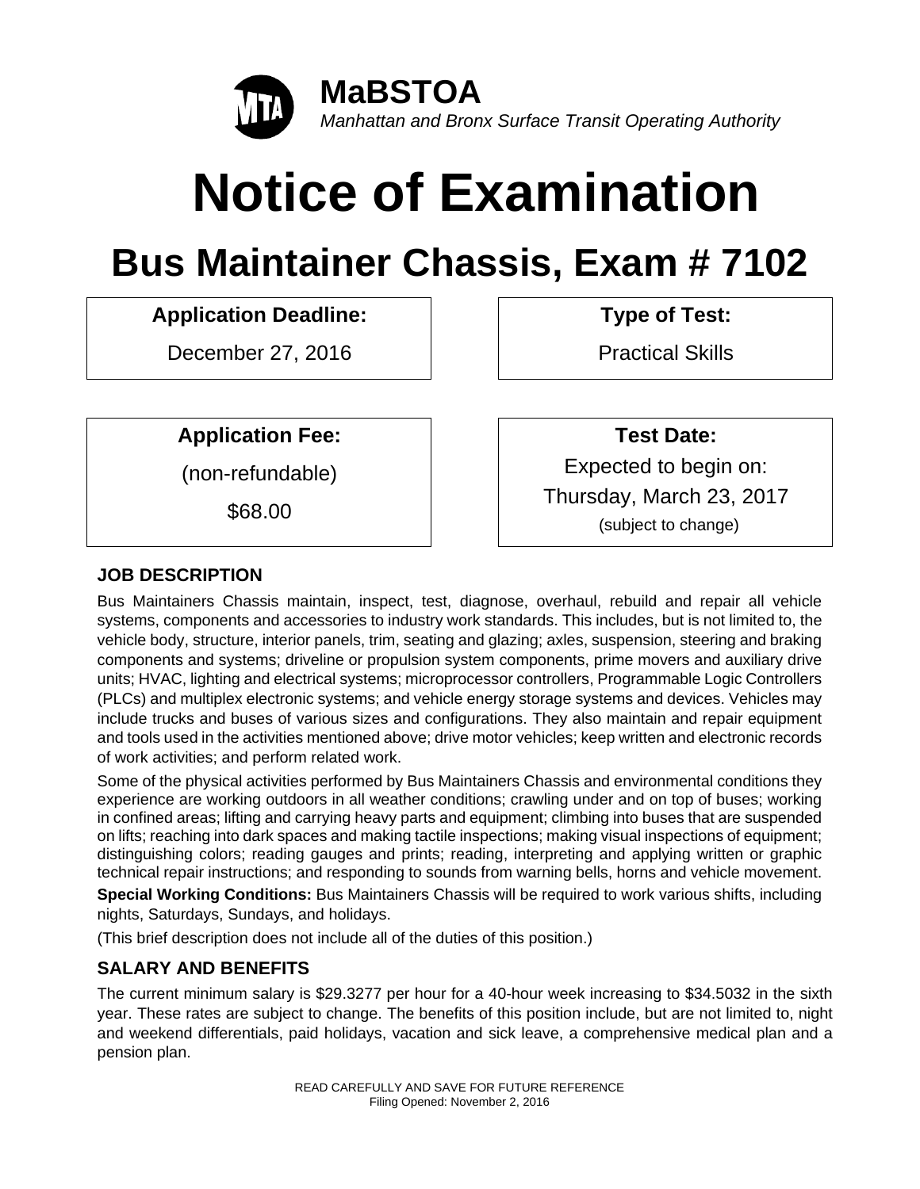**MaBSTOA**
*Manhattan and Bronx Surface Transit Operating Authority*

# Notice of Examination

## Bus Maintainer Chassis, Exam # 7102

| Application Deadline: | Type of Test: |
|---|---|
| December 27, 2016 | Practical Skills |

| Application Fee: | Test Date: |
|---|---|
| (non-refundable) $68.00 | Expected to begin on: Thursday, March 23, 2017 (subject to change) |

### JOB DESCRIPTION

Bus Maintainers Chassis maintain, inspect, test, diagnose, overhaul, rebuild and repair all vehicle systems, components and accessories to industry work standards. This includes, but is not limited to, the vehicle body, structure, interior panels, trim, seating and glazing; axles, suspension, steering and braking components and systems; driveline or propulsion system components, prime movers and auxiliary drive units; HVAC, lighting and electrical systems; microprocessor controllers, Programmable Logic Controllers (PLCs) and multiplex electronic systems; and vehicle energy storage systems and devices. Vehicles may include trucks and buses of various sizes and configurations. They also maintain and repair equipment and tools used in the activities mentioned above; drive motor vehicles; keep written and electronic records of work activities; and perform related work.

Some of the physical activities performed by Bus Maintainers Chassis and environmental conditions they experience are working outdoors in all weather conditions; crawling under and on top of buses; working in confined areas; lifting and carrying heavy parts and equipment; climbing into buses that are suspended on lifts; reaching into dark spaces and making tactile inspections; making visual inspections of equipment; distinguishing colors; reading gauges and prints; reading, interpreting and applying written or graphic technical repair instructions; and responding to sounds from warning bells, horns and vehicle movement.

**Special Working Conditions:** Bus Maintainers Chassis will be required to work various shifts, including nights, Saturdays, Sundays, and holidays.

(This brief description does not include all of the duties of this position.)

### SALARY AND BENEFITS

The current minimum salary is $29.3277 per hour for a 40-hour week increasing to $34.5032 in the sixth year. These rates are subject to change. The benefits of this position include, but are not limited to, night and weekend differentials, paid holidays, vacation and sick leave, a comprehensive medical plan and a pension plan.

READ CAREFULLY AND SAVE FOR FUTURE REFERENCE
Filing Opened: November 2, 2016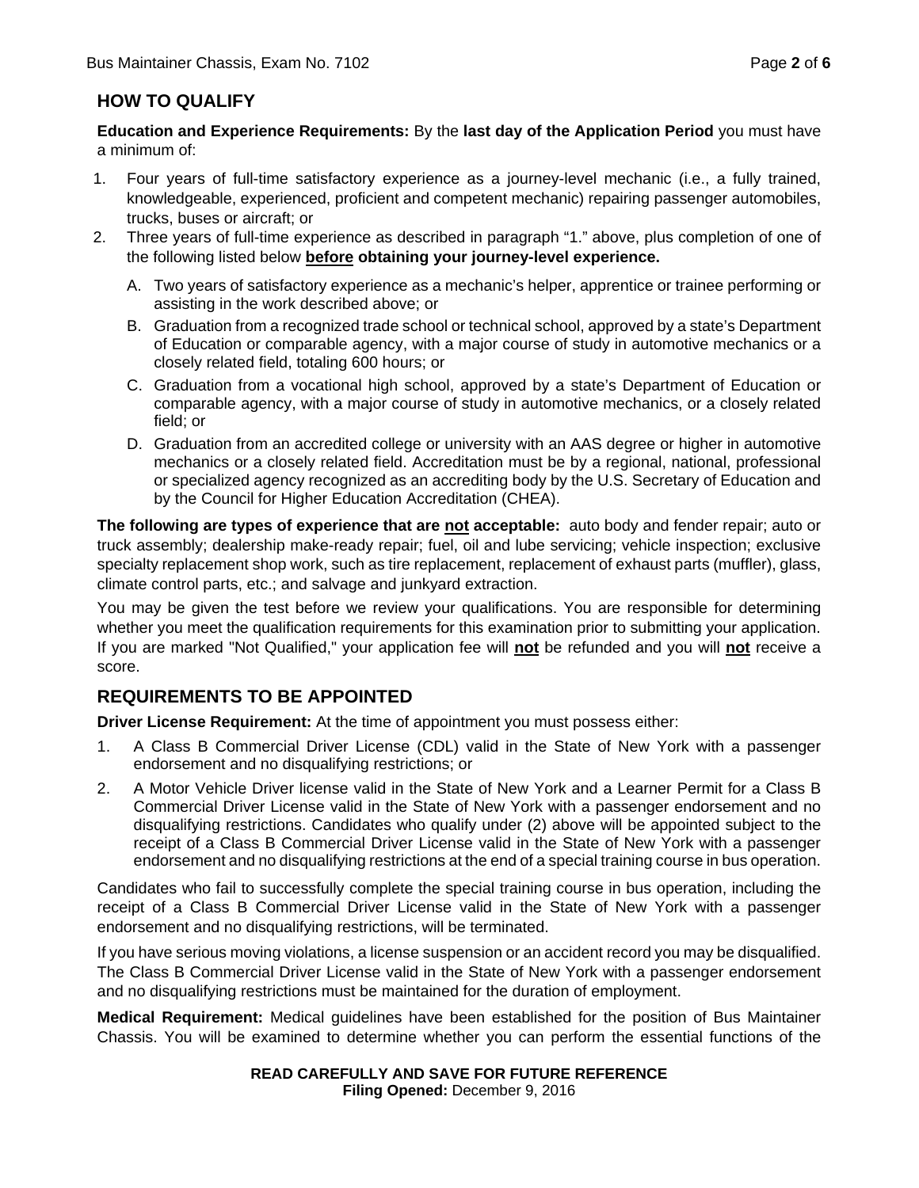## HOW TO QUALIFY

**Education and Experience Requirements:** By the **last day of the Application Period** you must have a minimum of:

1. Four years of full-time satisfactory experience as a journey-level mechanic (i.e., a fully trained, knowledgeable, experienced, proficient and competent mechanic) repairing passenger automobiles, trucks, buses or aircraft; or
2. Three years of full-time experience as described in paragraph "1." above, plus completion of one of the following listed below **before obtaining your journey-level experience.**
   - A. Two years of satisfactory experience as a mechanic's helper, apprentice or trainee performing or assisting in the work described above; or
   - B. Graduation from a recognized trade school or technical school, approved by a state's Department of Education or comparable agency, with a major course of study in automotive mechanics or a closely related field, totaling 600 hours; or
   - C. Graduation from a vocational high school, approved by a state's Department of Education or comparable agency, with a major course of study in automotive mechanics, or a closely related field; or
   - D. Graduation from an accredited college or university with an AAS degree or higher in automotive mechanics or a closely related field. Accreditation must be by a regional, national, professional or specialized agency recognized as an accrediting body by the U.S. Secretary of Education and by the Council for Higher Education Accreditation (CHEA).

**The following are types of experience that are not acceptable:** auto body and fender repair; auto or truck assembly; dealership make-ready repair; fuel, oil and lube servicing; vehicle inspection; exclusive specialty replacement shop work, such as tire replacement, replacement of exhaust parts (muffler), glass, climate control parts, etc.; and salvage and junkyard extraction.

You may be given the test before we review your qualifications. You are responsible for determining whether you meet the qualification requirements for this examination prior to submitting your application. If you are marked "Not Qualified," your application fee will **not** be refunded and you will **not** receive a score.

## REQUIREMENTS TO BE APPOINTED

**Driver License Requirement:** At the time of appointment you must possess either:

1. A Class B Commercial Driver License (CDL) valid in the State of New York with a passenger endorsement and no disqualifying restrictions; or
2. A Motor Vehicle Driver license valid in the State of New York and a Learner Permit for a Class B Commercial Driver License valid in the State of New York with a passenger endorsement and no disqualifying restrictions. Candidates who qualify under (2) above will be appointed subject to the receipt of a Class B Commercial Driver License valid in the State of New York with a passenger endorsement and no disqualifying restrictions at the end of a special training course in bus operation.

Candidates who fail to successfully complete the special training course in bus operation, including the receipt of a Class B Commercial Driver License valid in the State of New York with a passenger endorsement and no disqualifying restrictions, will be terminated.

If you have serious moving violations, a license suspension or an accident record you may be disqualified. The Class B Commercial Driver License valid in the State of New York with a passenger endorsement and no disqualifying restrictions must be maintained for the duration of employment.

**Medical Requirement:** Medical guidelines have been established for the position of Bus Maintainer Chassis. You will be examined to determine whether you can perform the essential functions of the

**READ CAREFULLY AND SAVE FOR FUTURE REFERENCE**
**Filing Opened:** December 9, 2016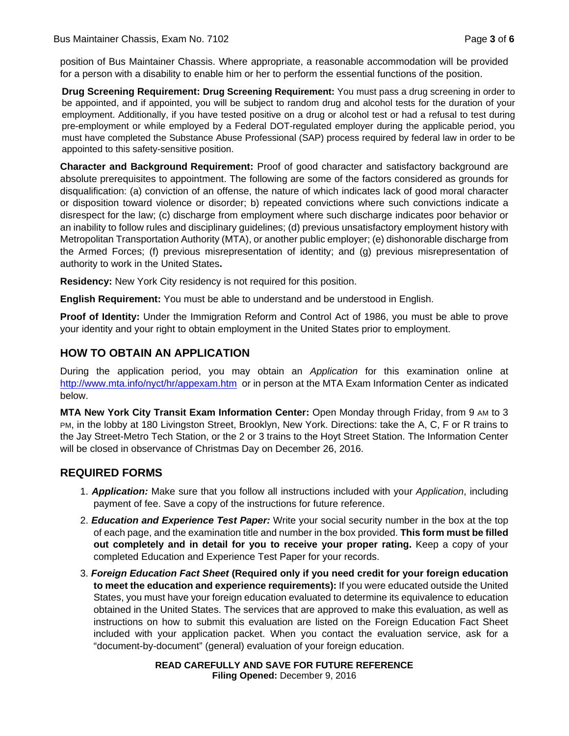position of Bus Maintainer Chassis. Where appropriate, a reasonable accommodation will be provided for a person with a disability to enable him or her to perform the essential functions of the position.

**Drug Screening Requirement: Drug Screening Requirement:** You must pass a drug screening in order to be appointed, and if appointed, you will be subject to random drug and alcohol tests for the duration of your employment. Additionally, if you have tested positive on a drug or alcohol test or had a refusal to test during pre-employment or while employed by a Federal DOT-regulated employer during the applicable period, you must have completed the Substance Abuse Professional (SAP) process required by federal law in order to be appointed to this safety-sensitive position.

**Character and Background Requirement:** Proof of good character and satisfactory background are absolute prerequisites to appointment. The following are some of the factors considered as grounds for disqualification: (a) conviction of an offense, the nature of which indicates lack of good moral character or disposition toward violence or disorder; b) repeated convictions where such convictions indicate a disrespect for the law; (c) discharge from employment where such discharge indicates poor behavior or an inability to follow rules and disciplinary guidelines; (d) previous unsatisfactory employment history with Metropolitan Transportation Authority (MTA), or another public employer; (e) dishonorable discharge from the Armed Forces; (f) previous misrepresentation of identity; and (g) previous misrepresentation of authority to work in the United States**.**

**Residency:** New York City residency is not required for this position.

**English Requirement:** You must be able to understand and be understood in English.

**Proof of Identity:** Under the Immigration Reform and Control Act of 1986, you must be able to prove your identity and your right to obtain employment in the United States prior to employment.

## HOW TO OBTAIN AN APPLICATION

During the application period, you may obtain an *Application* for this examination online at http://www.mta.info/nyct/hr/appexam.htm or in person at the MTA Exam Information Center as indicated below.

**MTA New York City Transit Exam Information Center:** Open Monday through Friday, from 9 AM to 3 PM, in the lobby at 180 Livingston Street, Brooklyn, New York. Directions: take the A, C, F or R trains to the Jay Street-Metro Tech Station, or the 2 or 3 trains to the Hoyt Street Station. The Information Center will be closed in observance of Christmas Day on December 26, 2016.

## REQUIRED FORMS

1. ***Application:*** Make sure that you follow all instructions included with your *Application*, including payment of fee. Save a copy of the instructions for future reference.
2. ***Education and Experience Test Paper:*** Write your social security number in the box at the top of each page, and the examination title and number in the box provided. **This form must be filled out completely and in detail for you to receive your proper rating.** Keep a copy of your completed Education and Experience Test Paper for your records.
3. ***Foreign Education Fact Sheet* (Required only if you need credit for your foreign education to meet the education and experience requirements):** If you were educated outside the United States, you must have your foreign education evaluated to determine its equivalence to education obtained in the United States. The services that are approved to make this evaluation, as well as instructions on how to submit this evaluation are listed on the Foreign Education Fact Sheet included with your application packet. When you contact the evaluation service, ask for a "document-by-document" (general) evaluation of your foreign education.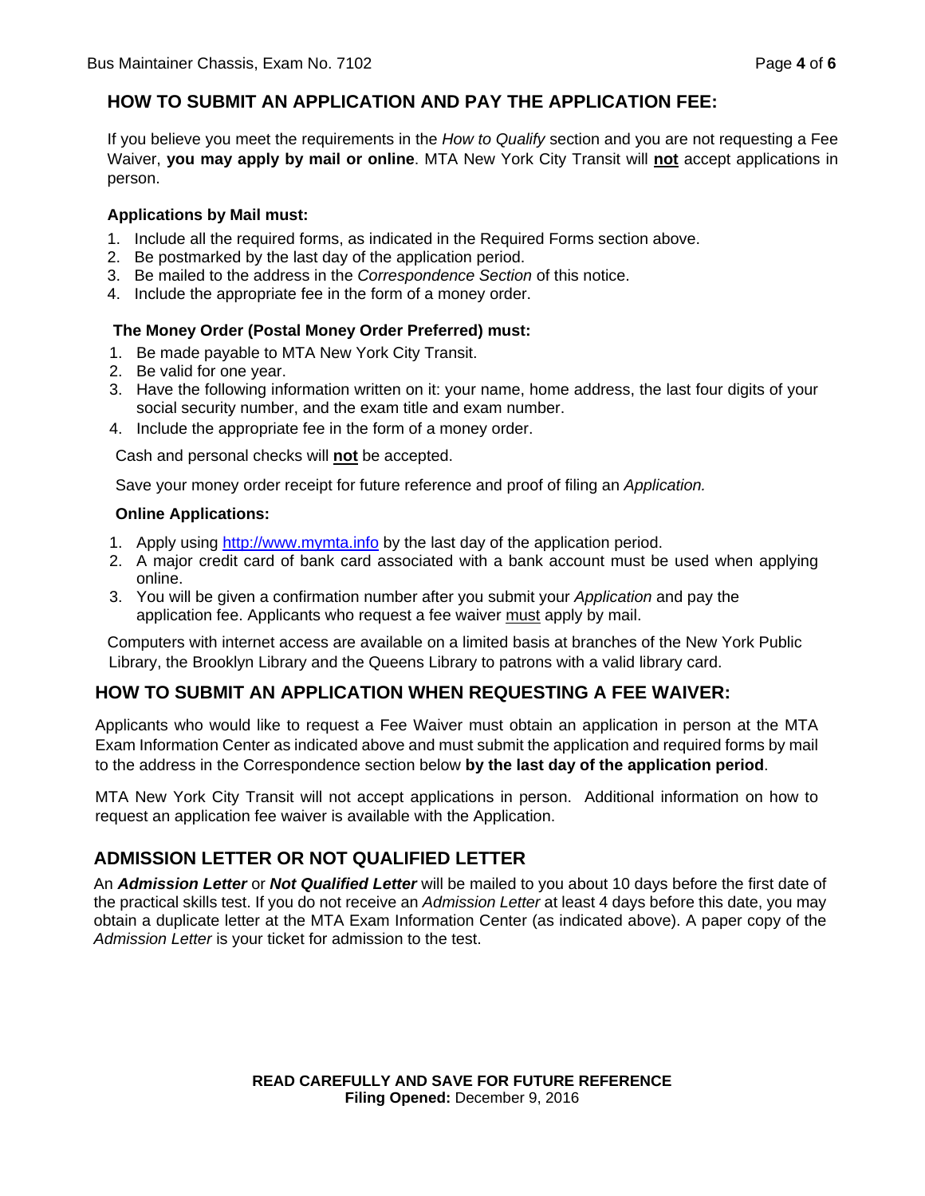## HOW TO SUBMIT AN APPLICATION AND PAY THE APPLICATION FEE:

If you believe you meet the requirements in the *How to Qualify* section and you are not requesting a Fee Waiver, **you may apply by mail or online**. MTA New York City Transit will **not** accept applications in person.

### Applications by Mail must:

1. Include all the required forms, as indicated in the Required Forms section above.
2. Be postmarked by the last day of the application period.
3. Be mailed to the address in the *Correspondence Section* of this notice.
4. Include the appropriate fee in the form of a money order.

### The Money Order (Postal Money Order Preferred) must:

1. Be made payable to MTA New York City Transit.
2. Be valid for one year.
3. Have the following information written on it: your name, home address, the last four digits of your social security number, and the exam title and exam number.
4. Include the appropriate fee in the form of a money order.

Cash and personal checks will **not** be accepted.

Save your money order receipt for future reference and proof of filing an *Application.*

### Online Applications:

1. Apply using http://www.mymta.info by the last day of the application period.
2. A major credit card of bank card associated with a bank account must be used when applying online.
3. You will be given a confirmation number after you submit your *Application* and pay the application fee. Applicants who request a fee waiver must apply by mail.

Computers with internet access are available on a limited basis at branches of the New York Public Library, the Brooklyn Library and the Queens Library to patrons with a valid library card.

## HOW TO SUBMIT AN APPLICATION WHEN REQUESTING A FEE WAIVER:

Applicants who would like to request a Fee Waiver must obtain an application in person at the MTA Exam Information Center as indicated above and must submit the application and required forms by mail to the address in the Correspondence section below **by the last day of the application period**.

MTA New York City Transit will not accept applications in person. Additional information on how to request an application fee waiver is available with the Application.

## ADMISSION LETTER OR NOT QUALIFIED LETTER

An ***Admission Letter*** or ***Not Qualified Letter*** will be mailed to you about 10 days before the first date of the practical skills test. If you do not receive an *Admission Letter* at least 4 days before this date, you may obtain a duplicate letter at the MTA Exam Information Center (as indicated above). A paper copy of the *Admission Letter* is your ticket for admission to the test.

**READ CAREFULLY AND SAVE FOR FUTURE REFERENCE**
**Filing Opened:** December 9, 2016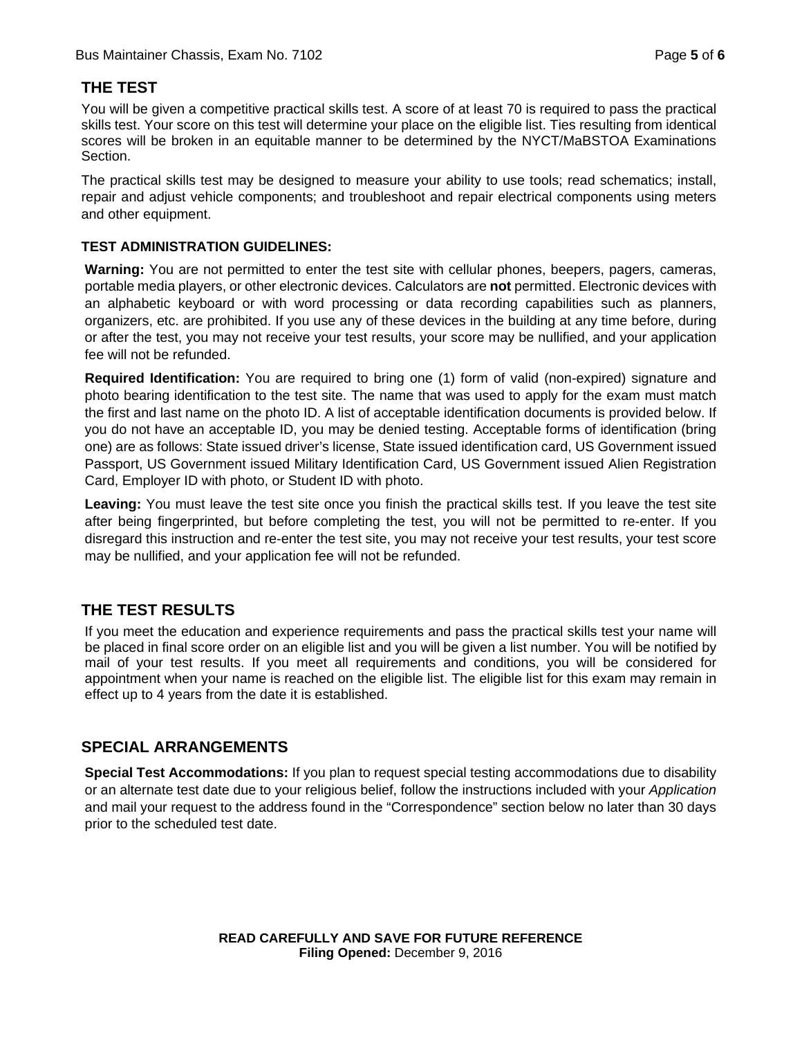## THE TEST

You will be given a competitive practical skills test. A score of at least 70 is required to pass the practical skills test. Your score on this test will determine your place on the eligible list. Ties resulting from identical scores will be broken in an equitable manner to be determined by the NYCT/MaBSTOA Examinations Section.

The practical skills test may be designed to measure your ability to use tools; read schematics; install, repair and adjust vehicle components; and troubleshoot and repair electrical components using meters and other equipment.

### TEST ADMINISTRATION GUIDELINES:

**Warning:** You are not permitted to enter the test site with cellular phones, beepers, pagers, cameras, portable media players, or other electronic devices. Calculators are **not** permitted. Electronic devices with an alphabetic keyboard or with word processing or data recording capabilities such as planners, organizers, etc. are prohibited. If you use any of these devices in the building at any time before, during or after the test, you may not receive your test results, your score may be nullified, and your application fee will not be refunded.

**Required Identification:** You are required to bring one (1) form of valid (non-expired) signature and photo bearing identification to the test site. The name that was used to apply for the exam must match the first and last name on the photo ID. A list of acceptable identification documents is provided below. If you do not have an acceptable ID, you may be denied testing. Acceptable forms of identification (bring one) are as follows: State issued driver's license, State issued identification card, US Government issued Passport, US Government issued Military Identification Card, US Government issued Alien Registration Card, Employer ID with photo, or Student ID with photo.

**Leaving:** You must leave the test site once you finish the practical skills test. If you leave the test site after being fingerprinted, but before completing the test, you will not be permitted to re-enter. If you disregard this instruction and re-enter the test site, you may not receive your test results, your test score may be nullified, and your application fee will not be refunded.

## THE TEST RESULTS

If you meet the education and experience requirements and pass the practical skills test your name will be placed in final score order on an eligible list and you will be given a list number. You will be notified by mail of your test results. If you meet all requirements and conditions, you will be considered for appointment when your name is reached on the eligible list. The eligible list for this exam may remain in effect up to 4 years from the date it is established.

## SPECIAL ARRANGEMENTS

**Special Test Accommodations:** If you plan to request special testing accommodations due to disability or an alternate test date due to your religious belief, follow the instructions included with your *Application* and mail your request to the address found in the "Correspondence" section below no later than 30 days prior to the scheduled test date.

**READ CAREFULLY AND SAVE FOR FUTURE REFERENCE**
**Filing Opened:** December 9, 2016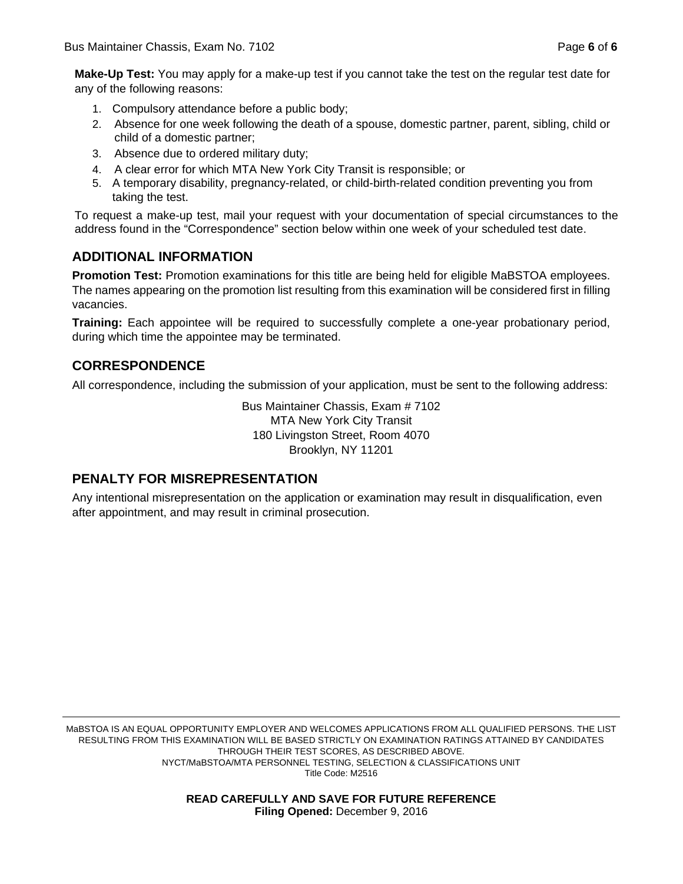**Make-Up Test:** You may apply for a make-up test if you cannot take the test on the regular test date for any of the following reasons:

1. Compulsory attendance before a public body;
2. Absence for one week following the death of a spouse, domestic partner, parent, sibling, child or child of a domestic partner;
3. Absence due to ordered military duty;
4. A clear error for which MTA New York City Transit is responsible; or
5. A temporary disability, pregnancy-related, or child-birth-related condition preventing you from taking the test.

To request a make-up test, mail your request with your documentation of special circumstances to the address found in the "Correspondence" section below within one week of your scheduled test date.

## ADDITIONAL INFORMATION

**Promotion Test:** Promotion examinations for this title are being held for eligible MaBSTOA employees. The names appearing on the promotion list resulting from this examination will be considered first in filling vacancies.

**Training:** Each appointee will be required to successfully complete a one-year probationary period, during which time the appointee may be terminated.

## CORRESPONDENCE

All correspondence, including the submission of your application, must be sent to the following address:

Bus Maintainer Chassis, Exam # 7102
MTA New York City Transit
180 Livingston Street, Room 4070
Brooklyn, NY 11201

## PENALTY FOR MISREPRESENTATION

Any intentional misrepresentation on the application or examination may result in disqualification, even after appointment, and may result in criminal prosecution.

---

MaBSTOA IS AN EQUAL OPPORTUNITY EMPLOYER AND WELCOMES APPLICATIONS FROM ALL QUALIFIED PERSONS. THE LIST RESULTING FROM THIS EXAMINATION WILL BE BASED STRICTLY ON EXAMINATION RATINGS ATTAINED BY CANDIDATES THROUGH THEIR TEST SCORES, AS DESCRIBED ABOVE.
NYCT/MaBSTOA/MTA PERSONNEL TESTING, SELECTION & CLASSIFICATIONS UNIT
Title Code: M2516

**READ CAREFULLY AND SAVE FOR FUTURE REFERENCE**
**Filing Opened:** December 9, 2016